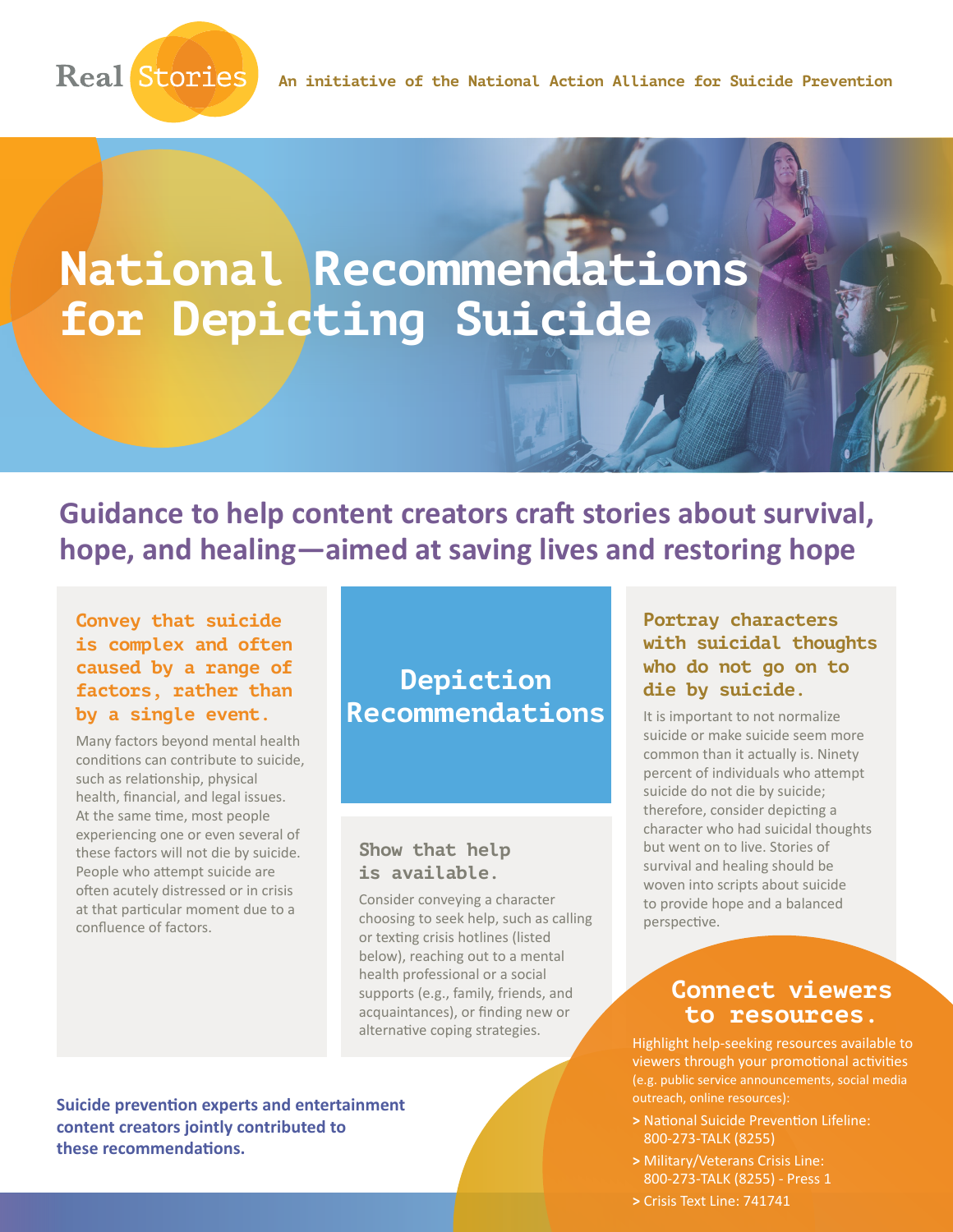Real Stories

An initiative of the National Action Alliance for Suicide Prevention

# National Recommendations for Depicting Suicide

## Guidance to help content creators craft stories about survival, hope, and healing—aimed at saving lives and restoring hope

## Depiction Recommendations

### Convey that suicide is complex and often caused by a range of factors, rather than by a single event.

Many factors beyond mental health conditions can contribute to suicide, such as relationship, physical health, financial, and legal issues. At the same time, most people experiencing one or even several of these factors will not die by suicide. People who attempt suicide are often acutely distressed or in crisis at that particular moment due to a confluence of factors.

### Show that help is available.

Consider conveying a character choosing to seek help, such as calling or texting crisis hotlines (listed below), reaching out to a mental health professional or a social supports (e.g., family, friends, and acquaintances), or finding new or alternative coping strategies.

### Portray characters with suicidal thoughts who do not go on to die by suicide.

It is important to not normalize suicide or make suicide seem more common than it actually is. Ninety percent of individuals who attempt suicide do not die by suicide; therefore, consider depicting a character who had suicidal thoughts but went on to live. Stories of survival and healing should be woven into scripts about suicide to provide hope and a balanced perspective.

### Connect viewers to resources.

Highlight help-seeking resources available to viewers through your promotional activities (e.g. public service announcements, social media outreach, online resources):

- National Suicide Prevention Lifeline: 800-273-TALK (8255)
- Military/Veterans Crisis Line: 800-273-TALK (8255) - Press 1
- Crisis Text Line: 741741

**Suicide prevention experts and entertainment content creators jointly contributed to these recommendations.**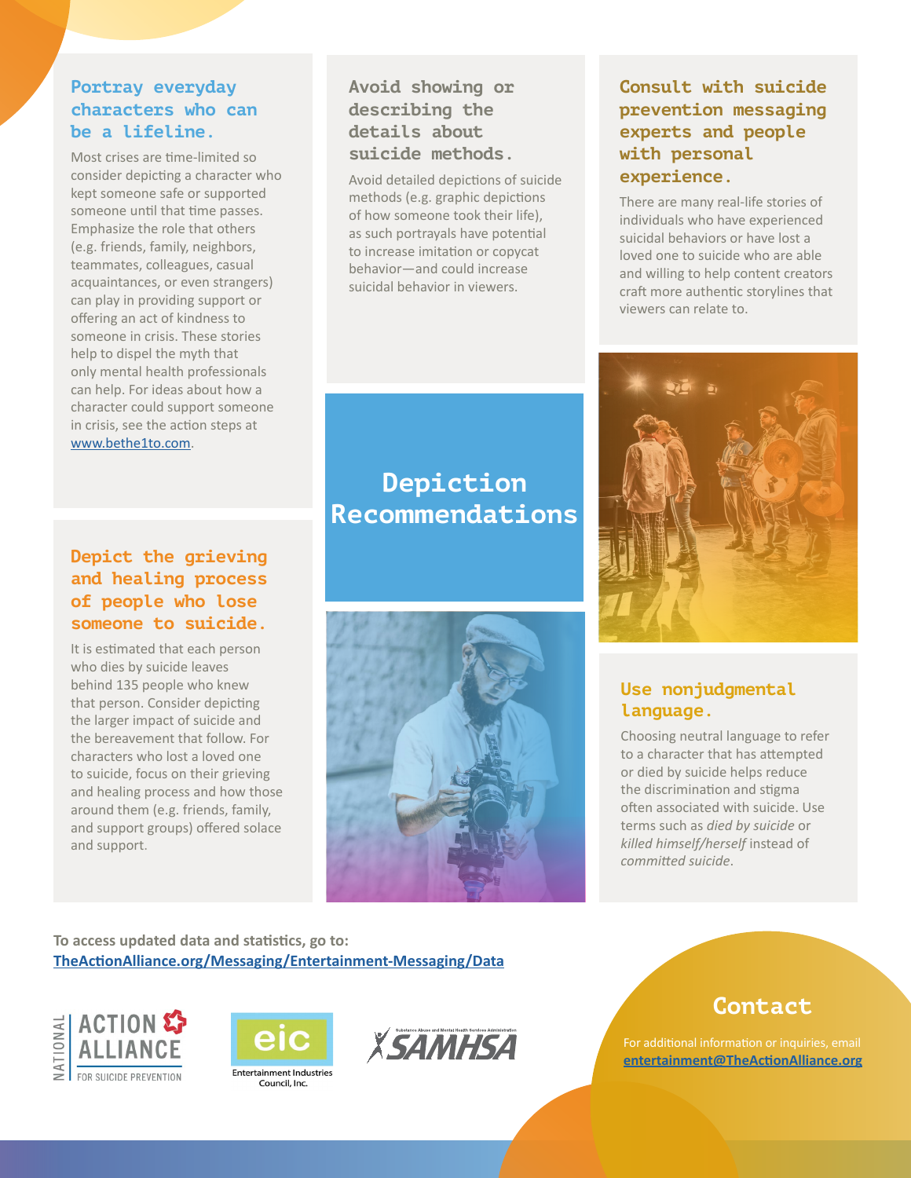## Depiction Recommendations

### Portray everyday characters who can be a lifeline.

Most crises are time-limited so consider depicting a character who kept someone safe or supported someone until that time passes. Emphasize the role that others (e.g. friends, family, neighbors, teammates, colleagues, casual acquaintances, or even strangers) can play in providing support or offering an act of kindness to someone in crisis. These stories help to dispel the myth that only mental health professionals can help. For ideas about how a character could support someone in crisis, see the action steps at www.bethe1to.com.

### Depict the grieving and healing process of people who lose someone to suicide.

It is estimated that each person who dies by suicide leaves behind 135 people who knew that person. Consider depicting the larger impact of suicide and the bereavement that follow. For characters who lost a loved one to suicide, focus on their grieving and healing process and how those around them (e.g. friends, family, and support groups) offered solace and support.

### Avoid showing or describing the details about suicide methods.

Avoid detailed depictions of suicide methods (e.g. graphic depictions of how someone took their life), as such portrayals have potential to increase imitation or copycat behavior—and could increase suicidal behavior in viewers.

### Consult with suicide prevention messaging experts and people with personal experience.

There are many real-life stories of individuals who have experienced suicidal behaviors or have lost a loved one to suicide who are able and willing to help content creators craft more authentic storylines that viewers can relate to.

### Use nonjudgmental language.

Choosing neutral language to refer to a character that has attempted or died by suicide helps reduce the discrimination and stigma often associated with suicide. Use terms such as *died by suicide* or *killed himself/herself* instead of *committed suicide*.

**To access updated data and statistics, go to:**
**TheActionAlliance.org/Messaging/Entertainment-Messaging/Data**

National Action Alliance for Suicide Prevention

eic Entertainment Industries Council, Inc.

SAMHSA Substance Abuse and Mental Health Services Administration

## Contact

For additional information or inquiries, email **entertainment@TheActionAlliance.org**